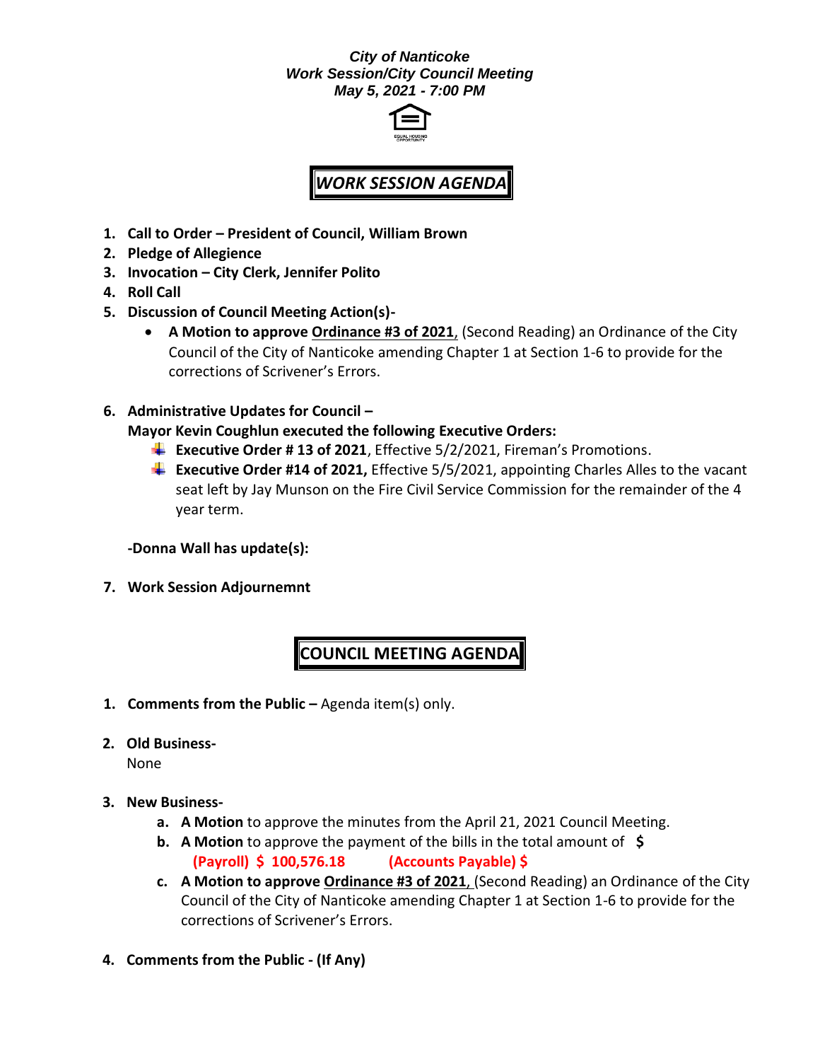***City of Nanticoke***
***Work Session/City Council Meeting***
***May 5, 2021 - 7:00 PM***

EQUAL HOUSING OPPORTUNITY

## *WORK SESSION AGENDA*

1. **Call to Order – President of Council, William Brown**
2. **Pledge of Allegience**
3. **Invocation – City Clerk, Jennifer Polito**
4. **Roll Call**
5. **Discussion of Council Meeting Action(s)-**
   - **A Motion to approve <u>Ordinance #3 of 2021</u>**, (Second Reading) an Ordinance of the City Council of the City of Nanticoke amending Chapter 1 at Section 1-6 to provide for the corrections of Scrivener's Errors.
6. **Administrative Updates for Council –**

   **Mayor Kevin Coughlun executed the following Executive Orders:**
   - **Executive Order # 13 of 2021**, Effective 5/2/2021, Fireman's Promotions.
   - **Executive Order #14 of 2021,** Effective 5/5/2021, appointing Charles Alles to the vacant seat left by Jay Munson on the Fire Civil Service Commission for the remainder of the 4 year term.

   **-Donna Wall has update(s):**
7. **Work Session Adjournemnt**

## COUNCIL MEETING AGENDA

1. **Comments from the Public –** Agenda item(s) only.
2. **Old Business-**

   None
3. **New Business-**
   a. **A Motion** to approve the minutes from the April 21, 2021 Council Meeting.
   b. **A Motion** to approve the payment of the bills in the total amount of **$**
      **(Payroll) $ 100,576.18** **(Accounts Payable) $**
   c. **A Motion to approve <u>Ordinance #3 of 2021</u>**, (Second Reading) an Ordinance of the City Council of the City of Nanticoke amending Chapter 1 at Section 1-6 to provide for the corrections of Scrivener's Errors.
4. **Comments from the Public - (If Any)**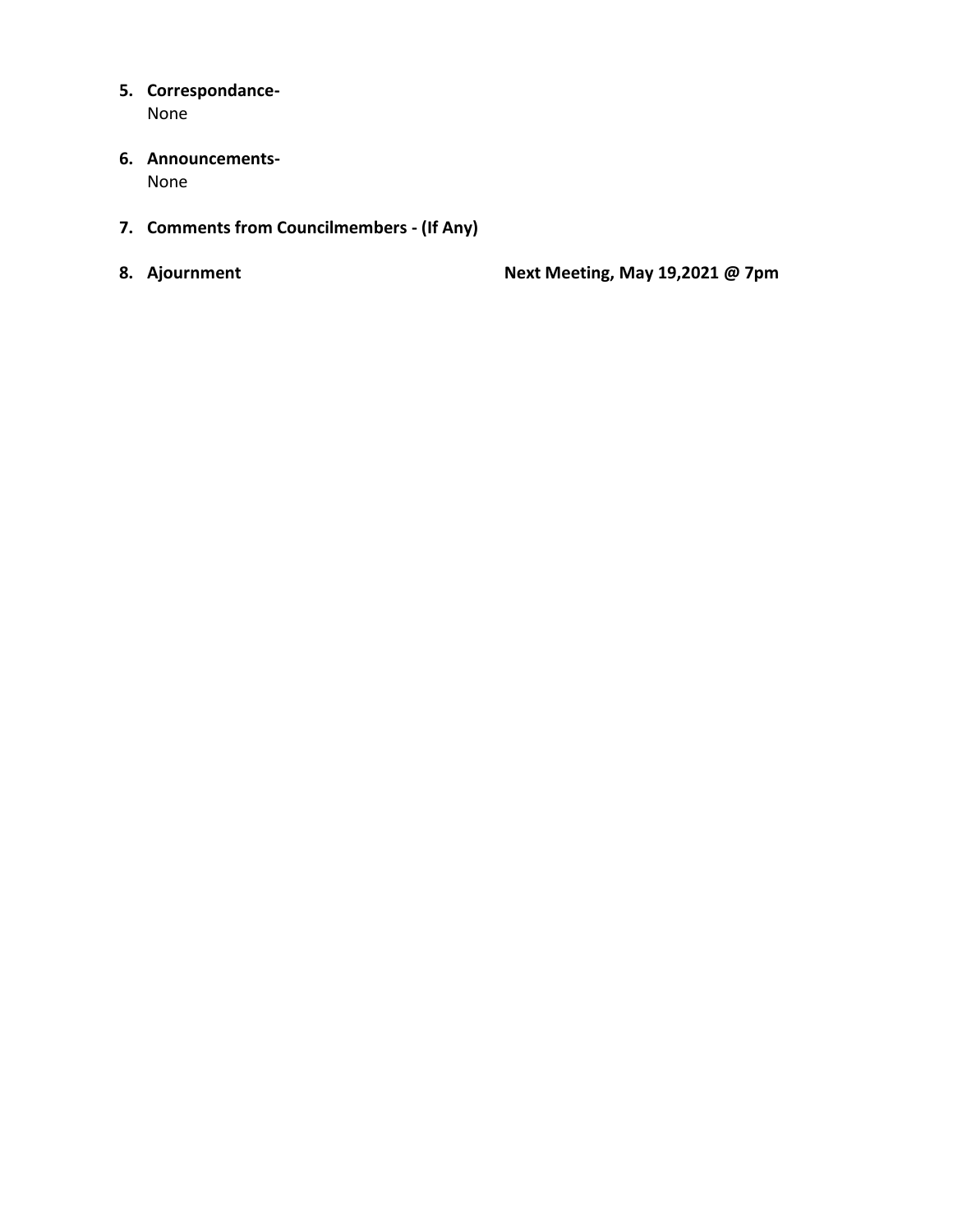5. **Correspondance-**
   None

6. **Announcements-**
   None

7. **Comments from Councilmembers - (If Any)**

8. **Ajournment** **Next Meeting, May 19,2021 @ 7pm**